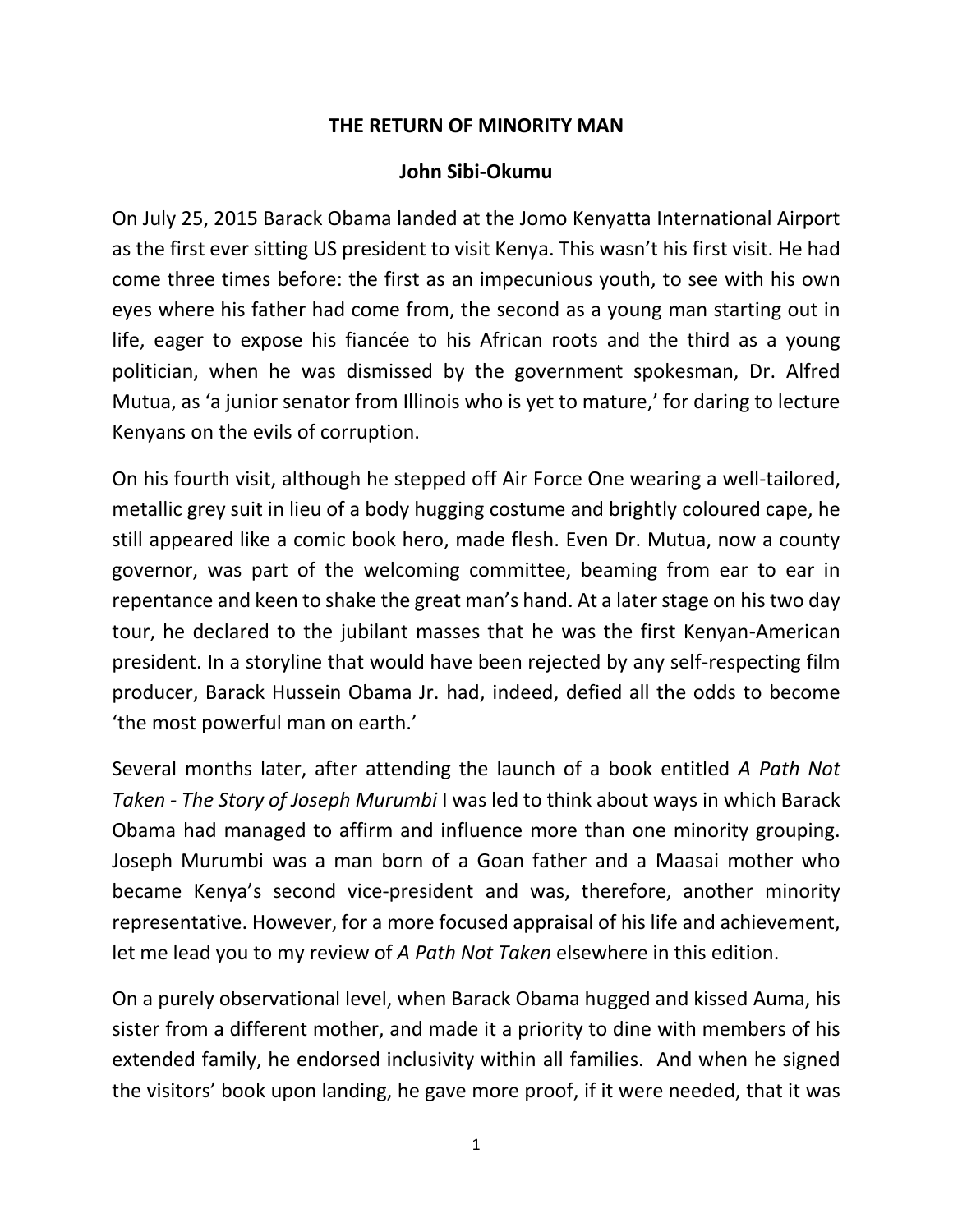# THE RETURN OF MINORITY MAN

**John Sibi-Okumu**

On July 25, 2015 Barack Obama landed at the Jomo Kenyatta International Airport as the first ever sitting US president to visit Kenya. This wasn't his first visit. He had come three times before: the first as an impecunious youth, to see with his own eyes where his father had come from, the second as a young man starting out in life, eager to expose his fiancée to his African roots and the third as a young politician, when he was dismissed by the government spokesman, Dr. Alfred Mutua, as 'a junior senator from Illinois who is yet to mature,' for daring to lecture Kenyans on the evils of corruption.

On his fourth visit, although he stepped off Air Force One wearing a well-tailored, metallic grey suit in lieu of a body hugging costume and brightly coloured cape, he still appeared like a comic book hero, made flesh. Even Dr. Mutua, now a county governor, was part of the welcoming committee, beaming from ear to ear in repentance and keen to shake the great man's hand. At a later stage on his two day tour, he declared to the jubilant masses that he was the first Kenyan-American president. In a storyline that would have been rejected by any self-respecting film producer, Barack Hussein Obama Jr. had, indeed, defied all the odds to become 'the most powerful man on earth.'

Several months later, after attending the launch of a book entitled *A Path Not Taken - The Story of Joseph Murumbi* I was led to think about ways in which Barack Obama had managed to affirm and influence more than one minority grouping. Joseph Murumbi was a man born of a Goan father and a Maasai mother who became Kenya's second vice-president and was, therefore, another minority representative. However, for a more focused appraisal of his life and achievement, let me lead you to my review of *A Path Not Taken* elsewhere in this edition.

On a purely observational level, when Barack Obama hugged and kissed Auma, his sister from a different mother, and made it a priority to dine with members of his extended family, he endorsed inclusivity within all families. And when he signed the visitors' book upon landing, he gave more proof, if it were needed, that it was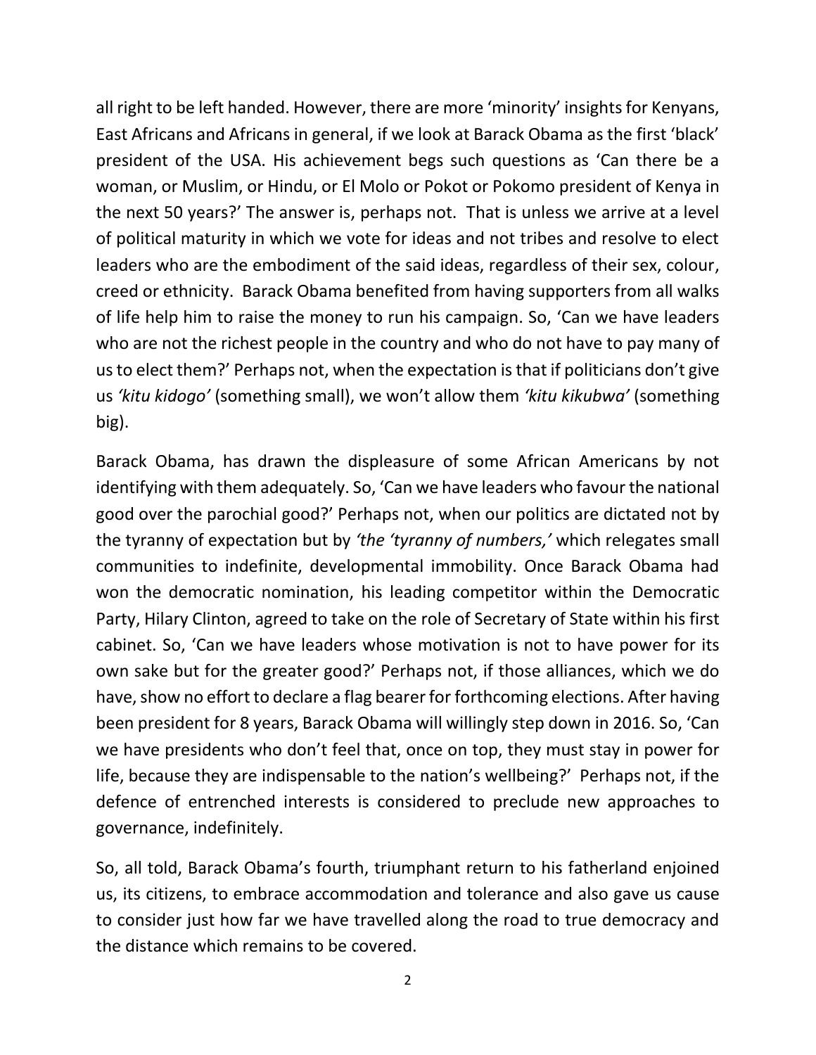all right to be left handed. However, there are more 'minority' insights for Kenyans, East Africans and Africans in general, if we look at Barack Obama as the first 'black' president of the USA. His achievement begs such questions as 'Can there be a woman, or Muslim, or Hindu, or El Molo or Pokot or Pokomo president of Kenya in the next 50 years?' The answer is, perhaps not. That is unless we arrive at a level of political maturity in which we vote for ideas and not tribes and resolve to elect leaders who are the embodiment of the said ideas, regardless of their sex, colour, creed or ethnicity. Barack Obama benefited from having supporters from all walks of life help him to raise the money to run his campaign. So, 'Can we have leaders who are not the richest people in the country and who do not have to pay many of us to elect them?' Perhaps not, when the expectation is that if politicians don't give us *'kitu kidogo'* (something small), we won't allow them *'kitu kikubwa'* (something big).

Barack Obama, has drawn the displeasure of some African Americans by not identifying with them adequately. So, 'Can we have leaders who favour the national good over the parochial good?' Perhaps not, when our politics are dictated not by the tyranny of expectation but by *'the 'tyranny of numbers,'* which relegates small communities to indefinite, developmental immobility. Once Barack Obama had won the democratic nomination, his leading competitor within the Democratic Party, Hilary Clinton, agreed to take on the role of Secretary of State within his first cabinet. So, 'Can we have leaders whose motivation is not to have power for its own sake but for the greater good?' Perhaps not, if those alliances, which we do have, show no effort to declare a flag bearer for forthcoming elections. After having been president for 8 years, Barack Obama will willingly step down in 2016. So, 'Can we have presidents who don't feel that, once on top, they must stay in power for life, because they are indispensable to the nation's wellbeing?' Perhaps not, if the defence of entrenched interests is considered to preclude new approaches to governance, indefinitely.

So, all told, Barack Obama's fourth, triumphant return to his fatherland enjoined us, its citizens, to embrace accommodation and tolerance and also gave us cause to consider just how far we have travelled along the road to true democracy and the distance which remains to be covered.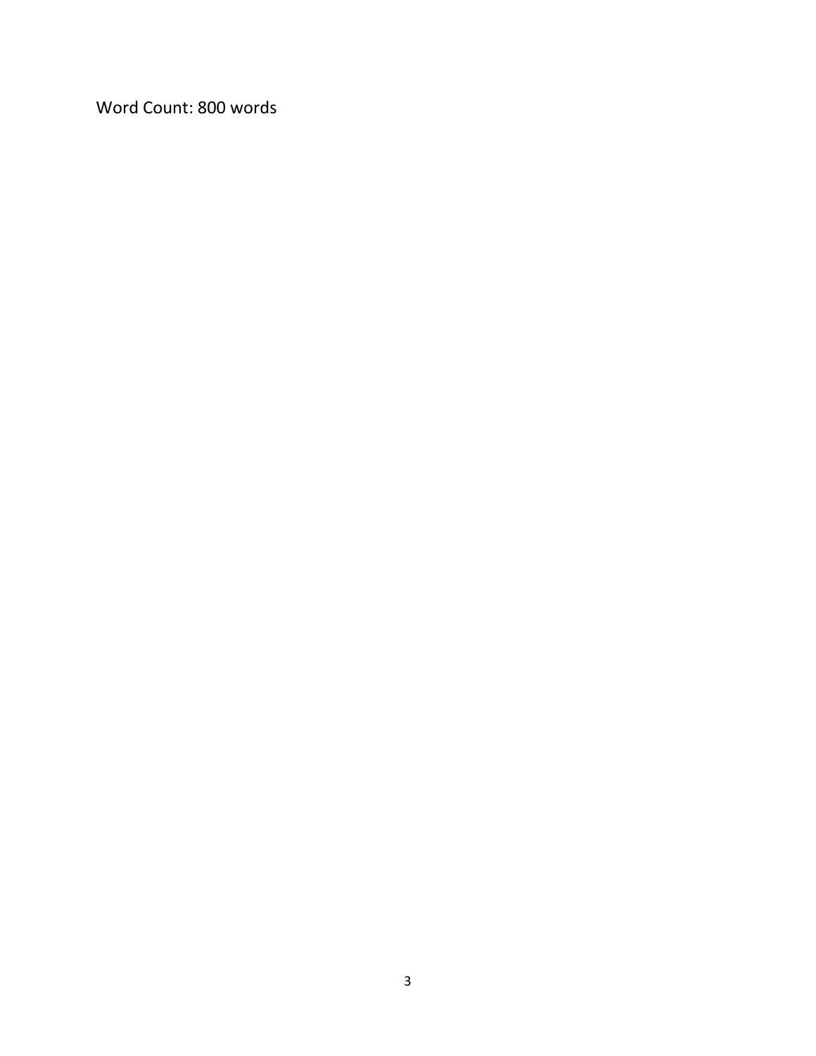Word Count: 800 words